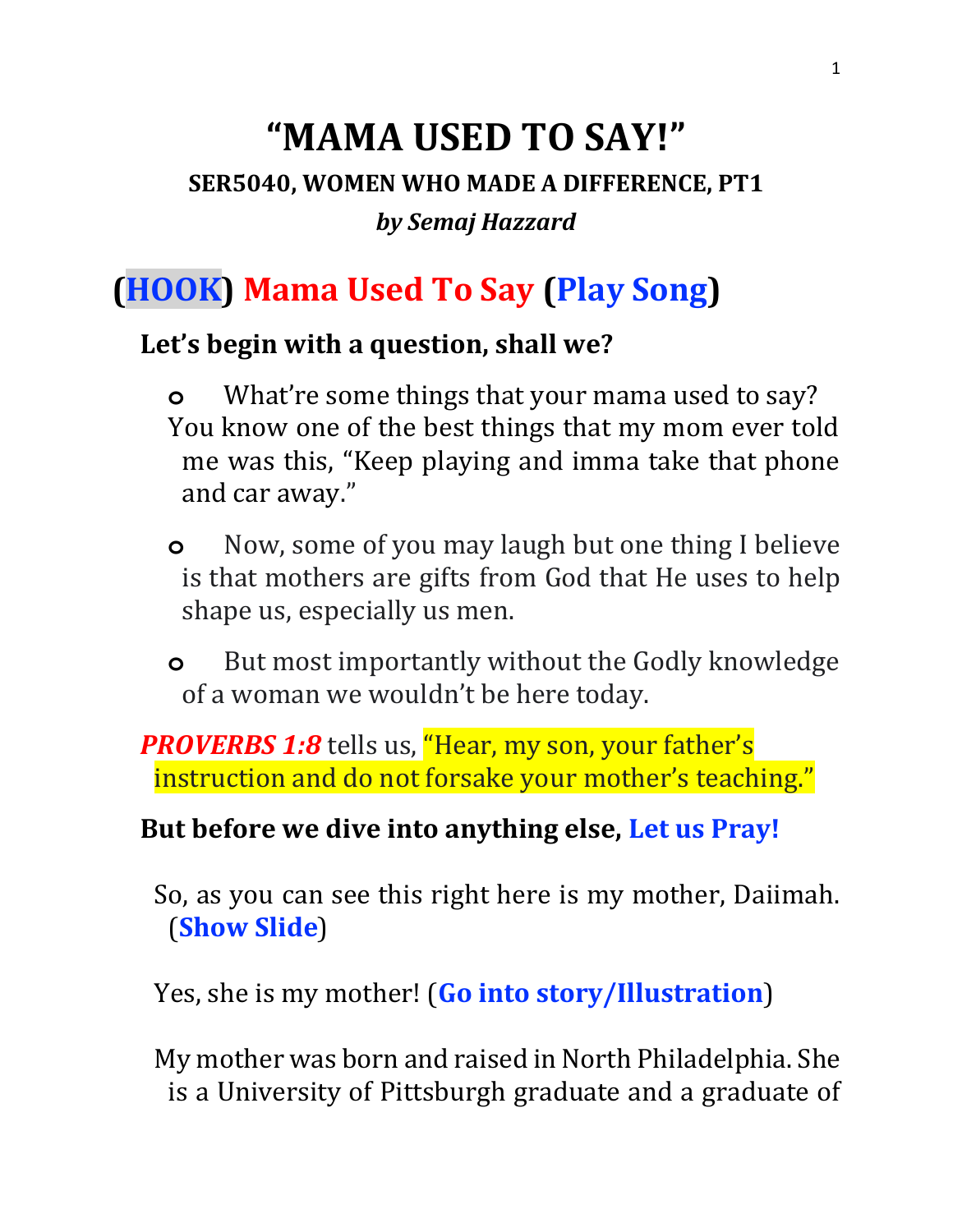# "MAMA USED TO SAY!"

### SER5040, WOMEN WHO MADE A DIFFERENCE, PT1

***by Semaj Hazzard***

## (HOOK) Mama Used To Say (Play Song)

**Let's begin with a question, shall we?**

- What're some things that your mama used to say? You know one of the best things that my mom ever told me was this, "Keep playing and imma take that phone and car away."
- Now, some of you may laugh but one thing I believe is that mothers are gifts from God that He uses to help shape us, especially us men.
- But most importantly without the Godly knowledge of a woman we wouldn't be here today.

***PROVERBS 1:8*** tells us, "Hear, my son, your father's instruction and do not forsake your mother's teaching."

**But before we dive into anything else, Let us Pray!**

So, as you can see this right here is my mother, Daiimah. (**Show Slide**)

Yes, she is my mother! (**Go into story/Illustration**)

My mother was born and raised in North Philadelphia. She is a University of Pittsburgh graduate and a graduate of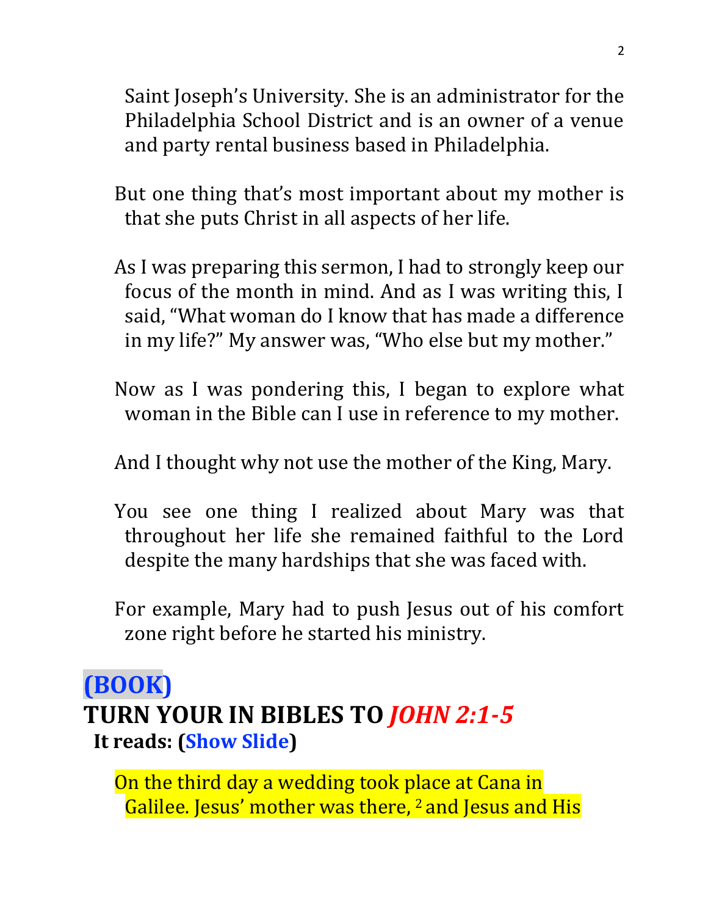Saint Joseph's University. She is an administrator for the Philadelphia School District and is an owner of a venue and party rental business based in Philadelphia.

But one thing that's most important about my mother is that she puts Christ in all aspects of her life.

As I was preparing this sermon, I had to strongly keep our focus of the month in mind. And as I was writing this, I said, "What woman do I know that has made a difference in my life?" My answer was, "Who else but my mother."

Now as I was pondering this, I began to explore what woman in the Bible can I use in reference to my mother.

And I thought why not use the mother of the King, Mary.

You see one thing I realized about Mary was that throughout her life she remained faithful to the Lord despite the many hardships that she was faced with.

For example, Mary had to push Jesus out of his comfort zone right before he started his ministry.

**(BOOK)**

**TURN YOUR IN BIBLES TO *JOHN 2:1-5***

**It reads: (Show Slide)**

On the third day a wedding took place at Cana in Galilee. Jesus' mother was there, [2] and Jesus and His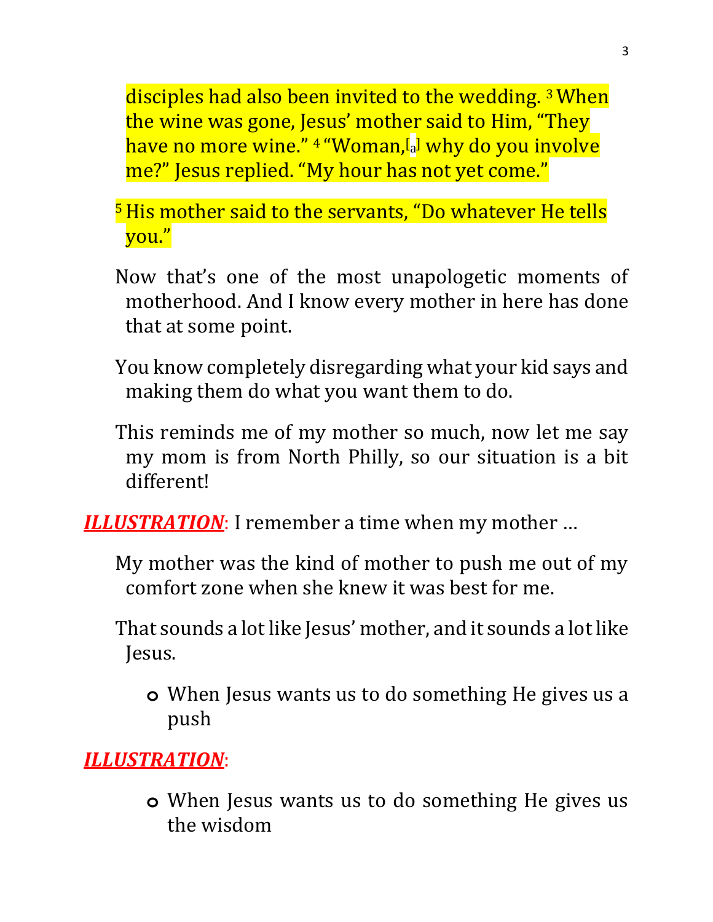disciples had also been invited to the wedding. [3] When the wine was gone, Jesus' mother said to Him, "They have no more wine." [4] "Woman,[a] why do you involve me?" Jesus replied. "My hour has not yet come."

[5] His mother said to the servants, "Do whatever He tells you."

Now that's one of the most unapologetic moments of motherhood. And I know every mother in here has done that at some point.

You know completely disregarding what your kid says and making them do what you want them to do.

This reminds me of my mother so much, now let me say my mom is from North Philly, so our situation is a bit different!

***ILLUSTRATION***: I remember a time when my mother …

My mother was the kind of mother to push me out of my comfort zone when she knew it was best for me.

That sounds a lot like Jesus' mother, and it sounds a lot like Jesus.

- When Jesus wants us to do something He gives us a push

***ILLUSTRATION***:

- When Jesus wants us to do something He gives us the wisdom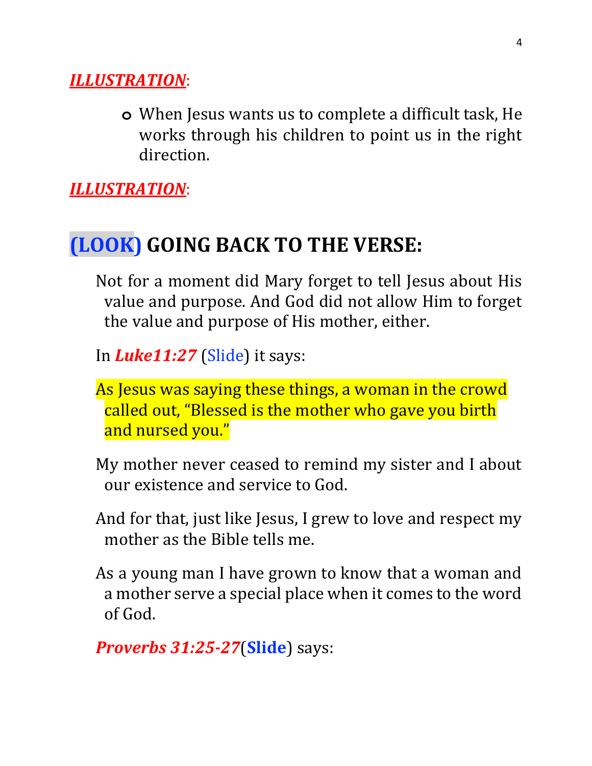***ILLUSTRATION***:

- When Jesus wants us to complete a difficult task, He works through his children to point us in the right direction.

***ILLUSTRATION***:

## (LOOK) GOING BACK TO THE VERSE:

Not for a moment did Mary forget to tell Jesus about His value and purpose. And God did not allow Him to forget the value and purpose of His mother, either.

In ***Luke11:27*** (Slide) it says:

As Jesus was saying these things, a woman in the crowd called out, “Blessed is the mother who gave you birth and nursed you.”

My mother never ceased to remind my sister and I about our existence and service to God.

And for that, just like Jesus, I grew to love and respect my mother as the Bible tells me.

As a young man I have grown to know that a woman and a mother serve a special place when it comes to the word of God.

***Proverbs 31:25-27***(**Slide**) says: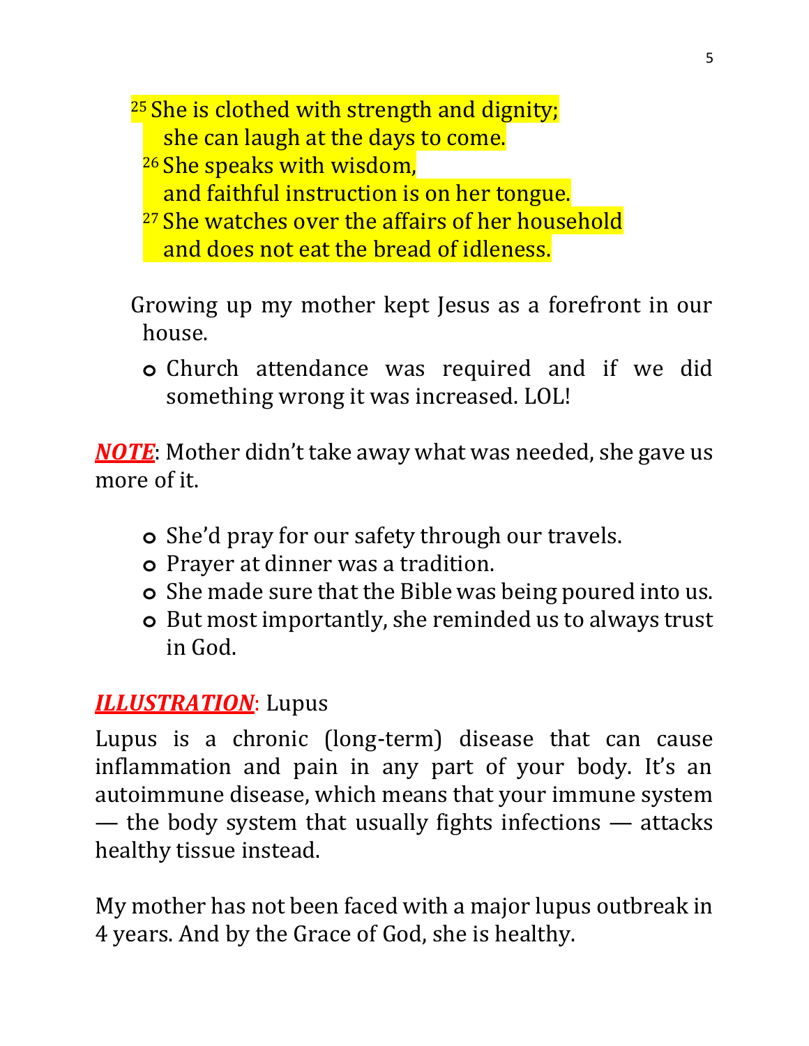[25] She is clothed with strength and dignity;
she can laugh at the days to come.
[26] She speaks with wisdom,
and faithful instruction is on her tongue.
[27] She watches over the affairs of her household
and does not eat the bread of idleness.

Growing up my mother kept Jesus as a forefront in our house.

- Church attendance was required and if we did something wrong it was increased. LOL!

***NOTE***: Mother didn't take away what was needed, she gave us more of it.

- She'd pray for our safety through our travels.
- Prayer at dinner was a tradition.
- She made sure that the Bible was being poured into us.
- But most importantly, she reminded us to always trust in God.

***ILLUSTRATION***: Lupus

Lupus is a chronic (long-term) disease that can cause inflammation and pain in any part of your body. It's an autoimmune disease, which means that your immune system — the body system that usually fights infections — attacks healthy tissue instead.

My mother has not been faced with a major lupus outbreak in 4 years. And by the Grace of God, she is healthy.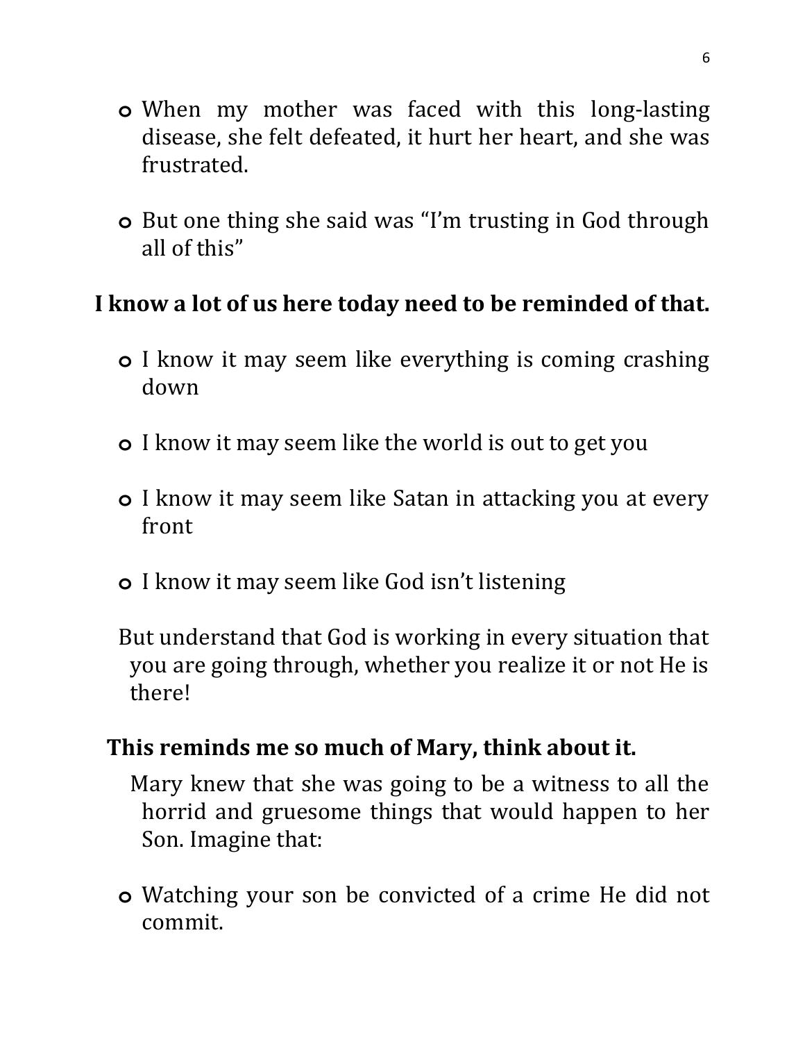- When my mother was faced with this long-lasting disease, she felt defeated, it hurt her heart, and she was frustrated.

- But one thing she said was "I'm trusting in God through all of this"

**I know a lot of us here today need to be reminded of that.**

- I know it may seem like everything is coming crashing down

- I know it may seem like the world is out to get you

- I know it may seem like Satan in attacking you at every front

- I know it may seem like God isn't listening

But understand that God is working in every situation that you are going through, whether you realize it or not He is there!

**This reminds me so much of Mary, think about it.**

Mary knew that she was going to be a witness to all the horrid and gruesome things that would happen to her Son. Imagine that:

- Watching your son be convicted of a crime He did not commit.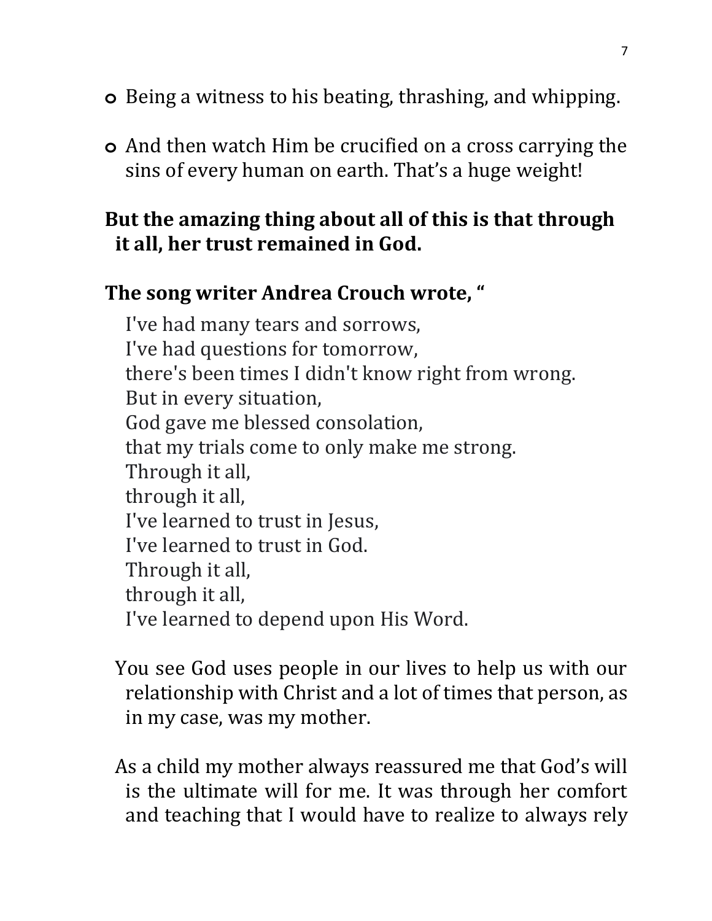- Being a witness to his beating, thrashing, and whipping.

- And then watch Him be crucified on a cross carrying the sins of every human on earth. That's a huge weight!

**But the amazing thing about all of this is that through it all, her trust remained in God.**

**The song writer Andrea Crouch wrote, "**

I've had many tears and sorrows,  
I've had questions for tomorrow,  
there's been times I didn't know right from wrong.  
But in every situation,  
God gave me blessed consolation,  
that my trials come to only make me strong.  
Through it all,  
through it all,  
I've learned to trust in Jesus,  
I've learned to trust in God.  
Through it all,  
through it all,  
I've learned to depend upon His Word.

You see God uses people in our lives to help us with our relationship with Christ and a lot of times that person, as in my case, was my mother.

As a child my mother always reassured me that God's will is the ultimate will for me. It was through her comfort and teaching that I would have to realize to always rely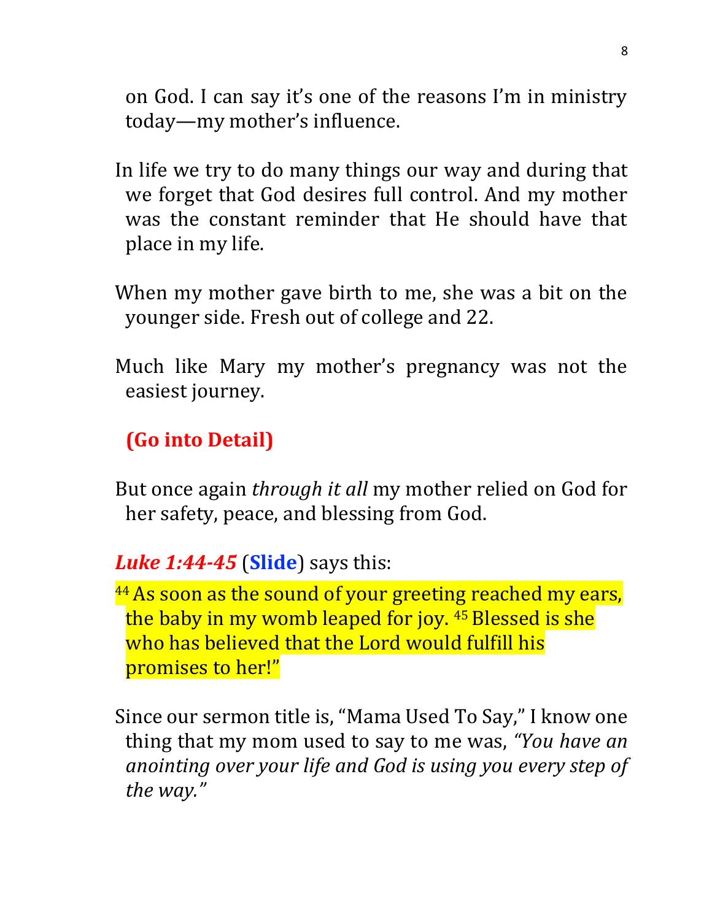on God. I can say it's one of the reasons I'm in ministry today—my mother's influence.

In life we try to do many things our way and during that we forget that God desires full control. And my mother was the constant reminder that He should have that place in my life.

When my mother gave birth to me, she was a bit on the younger side. Fresh out of college and 22.

Much like Mary my mother's pregnancy was not the easiest journey.

**(Go into Detail)**

But once again *through it all* my mother relied on God for her safety, peace, and blessing from God.

***Luke 1:44-45*** (**Slide**) says this:

[44] As soon as the sound of your greeting reached my ears, the baby in my womb leaped for joy. [45] Blessed is she who has believed that the Lord would fulfill his promises to her!"

Since our sermon title is, "Mama Used To Say," I know one thing that my mom used to say to me was, *"You have an anointing over your life and God is using you every step of the way."*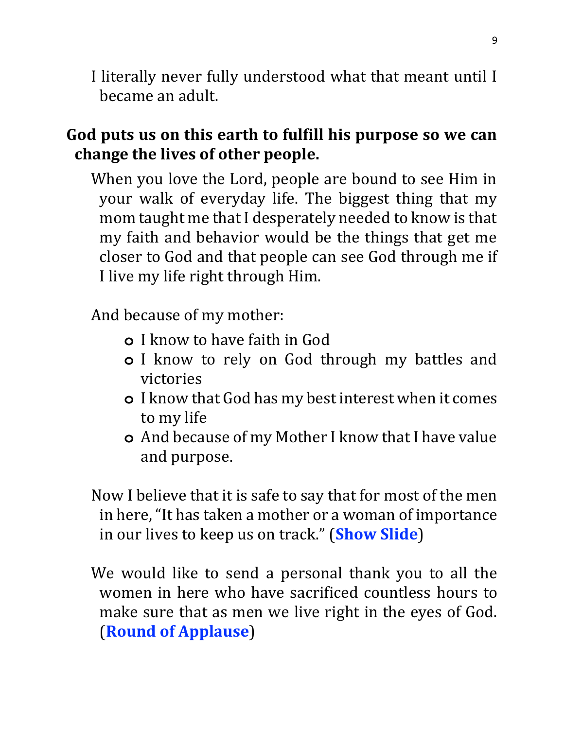I literally never fully understood what that meant until I became an adult.

**God puts us on this earth to fulfill his purpose so we can change the lives of other people.**

When you love the Lord, people are bound to see Him in your walk of everyday life. The biggest thing that my mom taught me that I desperately needed to know is that my faith and behavior would be the things that get me closer to God and that people can see God through me if I live my life right through Him.

And because of my mother:

- I know to have faith in God
- I know to rely on God through my battles and victories
- I know that God has my best interest when it comes to my life
- And because of my Mother I know that I have value and purpose.

Now I believe that it is safe to say that for most of the men in here, "It has taken a mother or a woman of importance in our lives to keep us on track." (**Show Slide**)

We would like to send a personal thank you to all the women in here who have sacrificed countless hours to make sure that as men we live right in the eyes of God. (**Round of Applause**)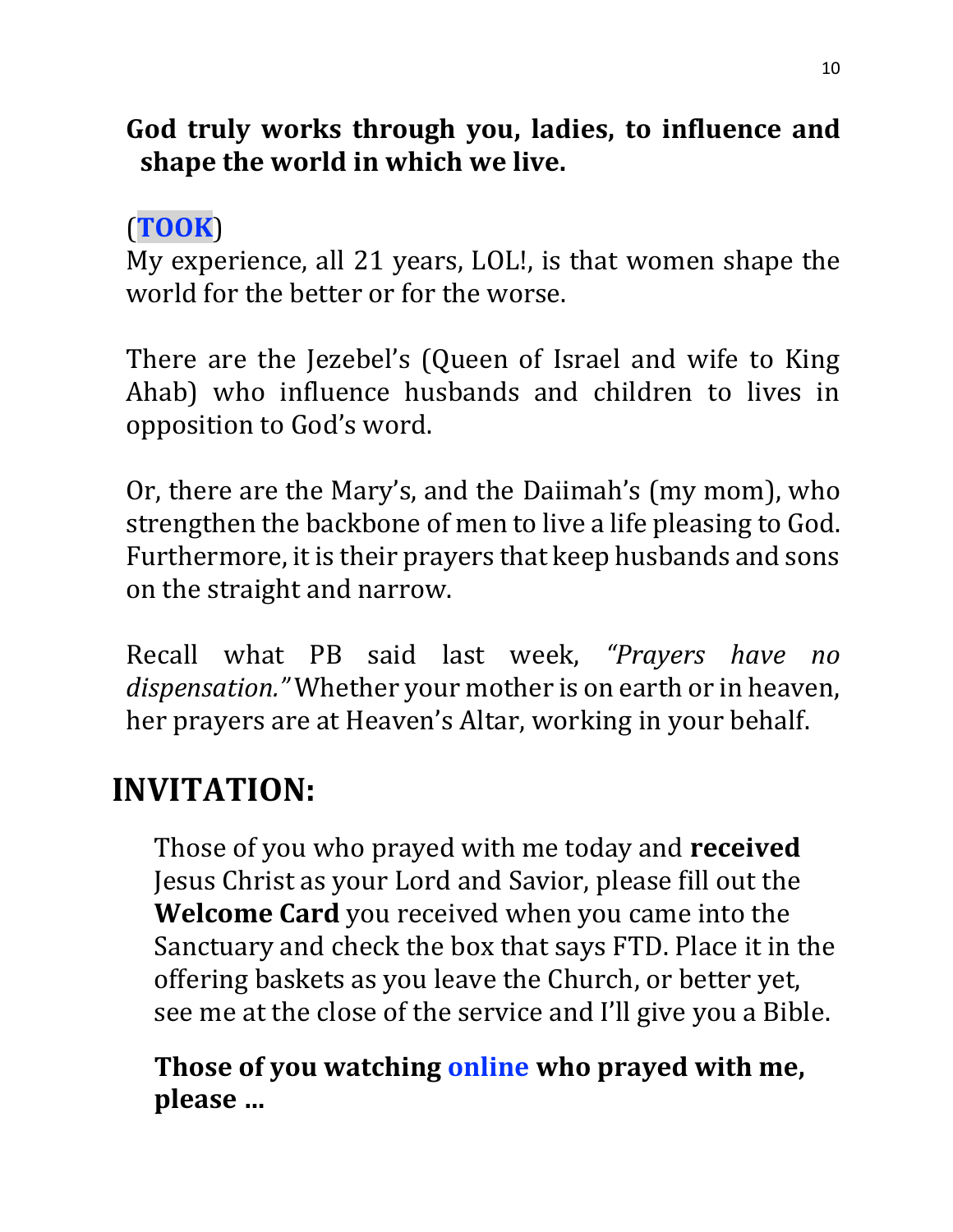**God truly works through you, ladies, to influence and shape the world in which we live.**

(**TOOK**)
My experience, all 21 years, LOL!, is that women shape the world for the better or for the worse.

There are the Jezebel's (Queen of Israel and wife to King Ahab) who influence husbands and children to lives in opposition to God's word.

Or, there are the Mary's, and the Daiimah's (my mom), who strengthen the backbone of men to live a life pleasing to God. Furthermore, it is their prayers that keep husbands and sons on the straight and narrow.

Recall what PB said last week, *"Prayers have no dispensation."* Whether your mother is on earth or in heaven, her prayers are at Heaven's Altar, working in your behalf.

# INVITATION:

Those of you who prayed with me today and **received** Jesus Christ as your Lord and Savior, please fill out the **Welcome Card** you received when you came into the Sanctuary and check the box that says FTD. Place it in the offering baskets as you leave the Church, or better yet, see me at the close of the service and I'll give you a Bible.

**Those of you watching online who prayed with me, please ...**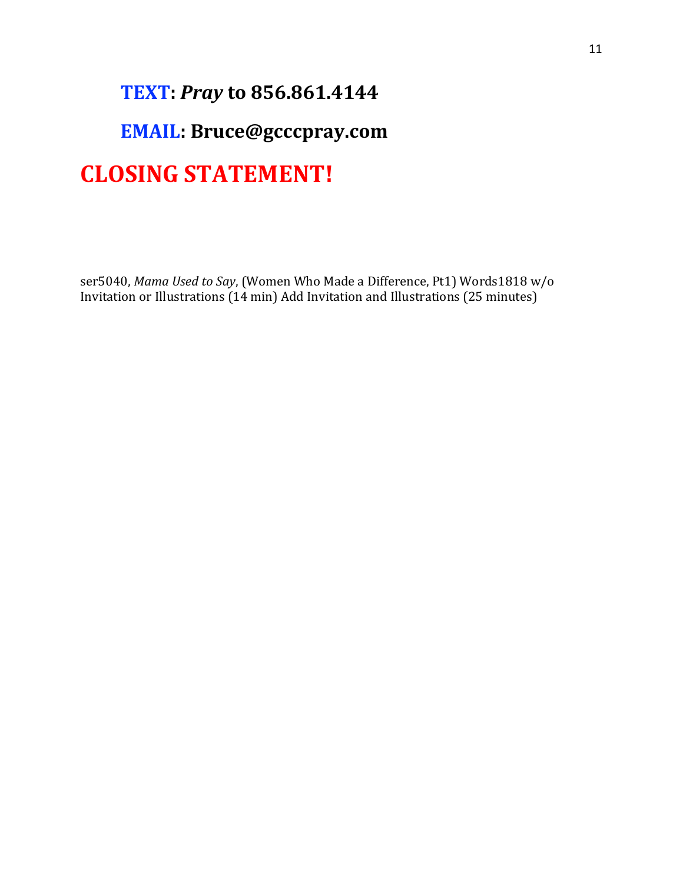**TEXT: *Pray* to 856.861.4144**

**EMAIL: Bruce@gcccpray.com**

# CLOSING STATEMENT!

ser5040, *Mama Used to Say*, (Women Who Made a Difference, Pt1) Words1818 w/o Invitation or Illustrations (14 min) Add Invitation and Illustrations (25 minutes)